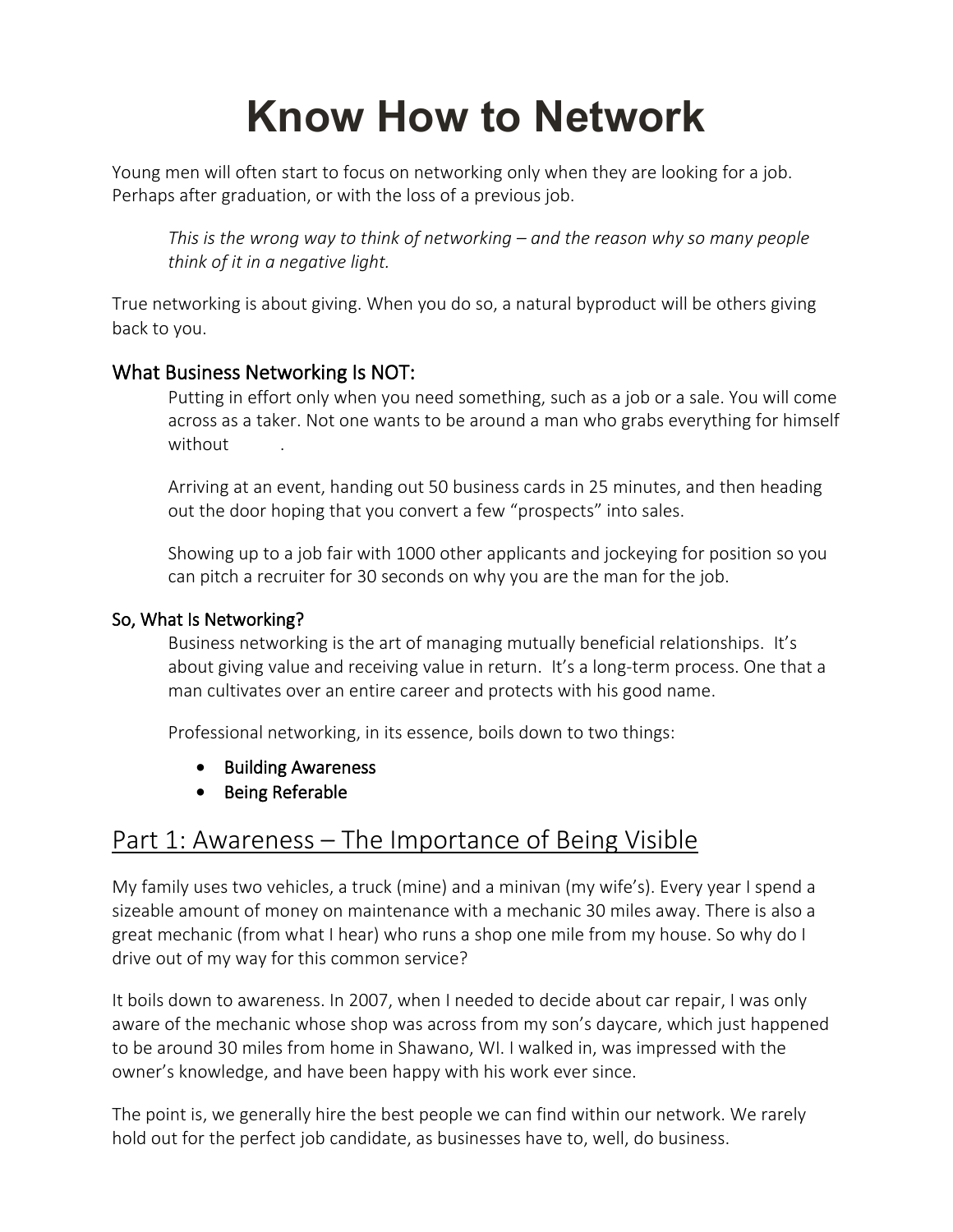# Know How to Network

Young men will often start to focus on networking only when they are looking for a job. Perhaps after graduation, or with the loss of a previous job.

> *This is the wrong way to think of networking – and the reason why so many people think of it in a negative light.*

True networking is about giving. When you do so, a natural byproduct will be others giving back to you.

### What Business Networking Is NOT:

Putting in effort only when you need something, such as a job or a sale. You will come across as a taker. Not one wants to be around a man who grabs everything for himself without .

Arriving at an event, handing out 50 business cards in 25 minutes, and then heading out the door hoping that you convert a few "prospects" into sales.

Showing up to a job fair with 1000 other applicants and jockeying for position so you can pitch a recruiter for 30 seconds on why you are the man for the job.

#### So, What Is Networking?

Business networking is the art of managing mutually beneficial relationships. It's about giving value and receiving value in return. It's a long-term process. One that a man cultivates over an entire career and protects with his good name.

Professional networking, in its essence, boils down to two things:

- Building Awareness
- Being Referable

## Part 1: Awareness – The Importance of Being Visible

My family uses two vehicles, a truck (mine) and a minivan (my wife's). Every year I spend a sizeable amount of money on maintenance with a mechanic 30 miles away. There is also a great mechanic (from what I hear) who runs a shop one mile from my house. So why do I drive out of my way for this common service?

It boils down to awareness. In 2007, when I needed to decide about car repair, I was only aware of the mechanic whose shop was across from my son's daycare, which just happened to be around 30 miles from home in Shawano, WI. I walked in, was impressed with the owner's knowledge, and have been happy with his work ever since.

The point is, we generally hire the best people we can find within our network. We rarely hold out for the perfect job candidate, as businesses have to, well, do business.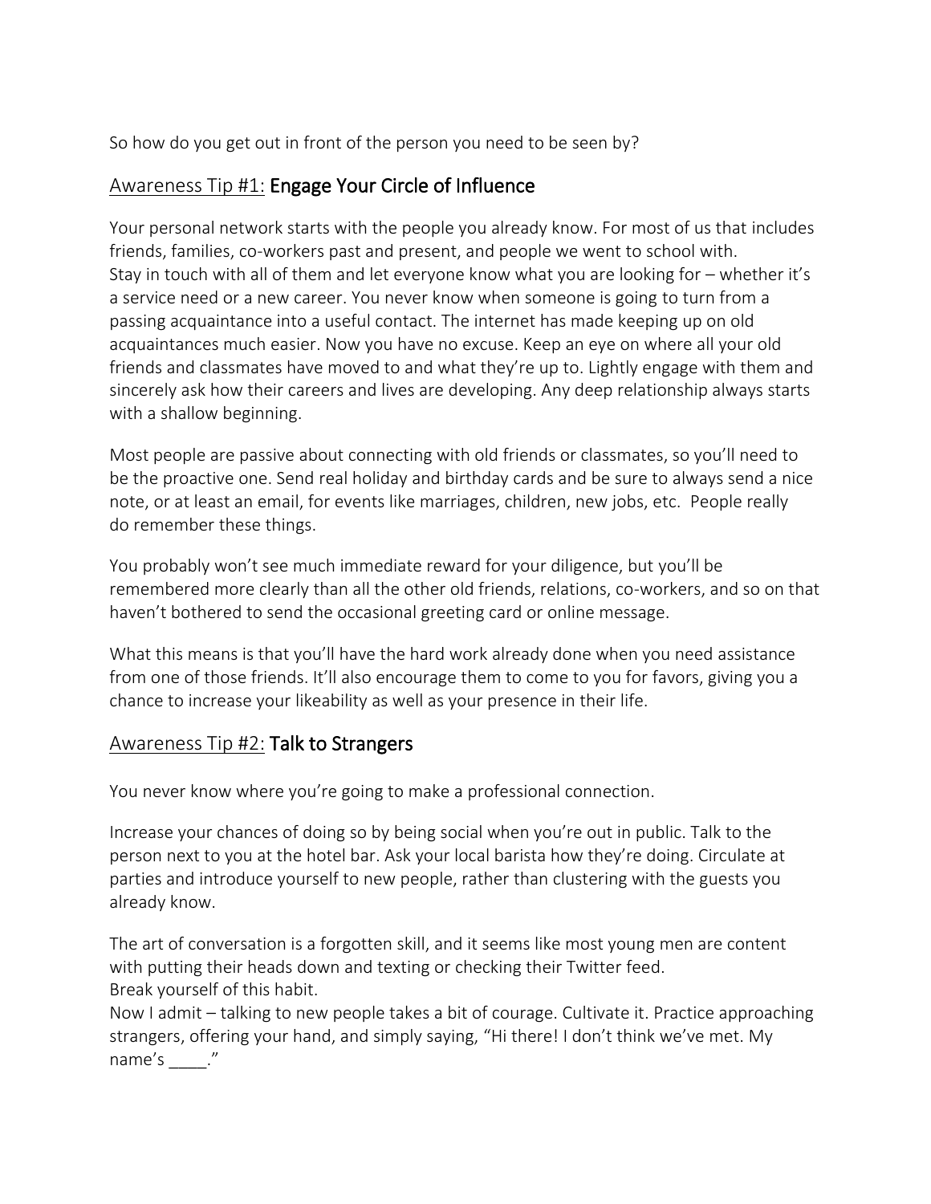So how do you get out in front of the person you need to be seen by?

## Awareness Tip #1: Engage Your Circle of Influence

Your personal network starts with the people you already know. For most of us that includes friends, families, co-workers past and present, and people we went to school with. Stay in touch with all of them and let everyone know what you are looking for – whether it's a service need or a new career. You never know when someone is going to turn from a passing acquaintance into a useful contact. The internet has made keeping up on old acquaintances much easier. Now you have no excuse. Keep an eye on where all your old friends and classmates have moved to and what they're up to. Lightly engage with them and sincerely ask how their careers and lives are developing. Any deep relationship always starts with a shallow beginning.

Most people are passive about connecting with old friends or classmates, so you'll need to be the proactive one. Send real holiday and birthday cards and be sure to always send a nice note, or at least an email, for events like marriages, children, new jobs, etc. People really do remember these things.

You probably won't see much immediate reward for your diligence, but you'll be remembered more clearly than all the other old friends, relations, co-workers, and so on that haven't bothered to send the occasional greeting card or online message.

What this means is that you'll have the hard work already done when you need assistance from one of those friends. It'll also encourage them to come to you for favors, giving you a chance to increase your likeability as well as your presence in their life.

## Awareness Tip #2: Talk to Strangers

You never know where you're going to make a professional connection.

Increase your chances of doing so by being social when you're out in public. Talk to the person next to you at the hotel bar. Ask your local barista how they're doing. Circulate at parties and introduce yourself to new people, rather than clustering with the guests you already know.

The art of conversation is a forgotten skill, and it seems like most young men are content with putting their heads down and texting or checking their Twitter feed.
Break yourself of this habit.
Now I admit – talking to new people takes a bit of courage. Cultivate it. Practice approaching strangers, offering your hand, and simply saying, "Hi there! I don't think we've met. My name's ____."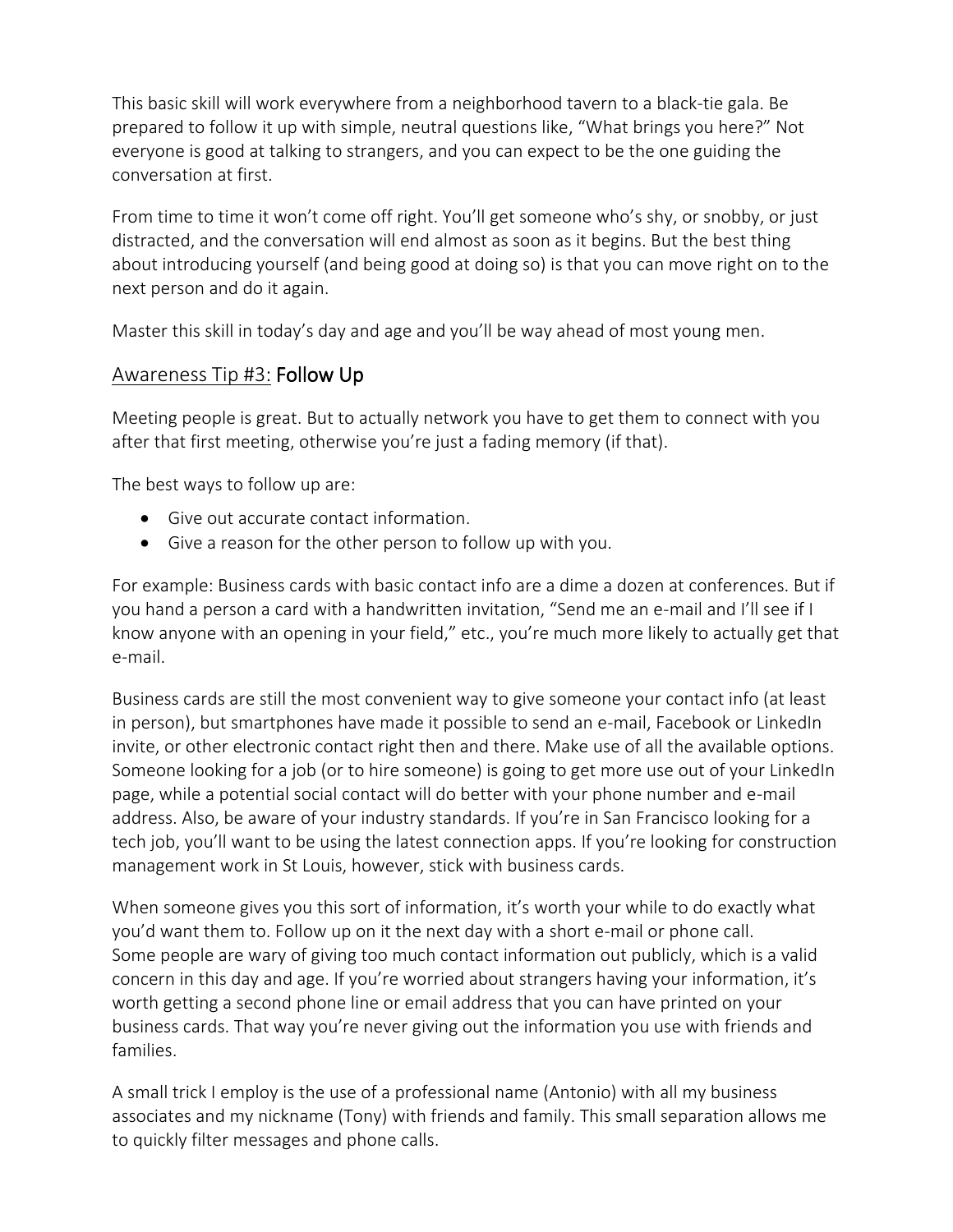This basic skill will work everywhere from a neighborhood tavern to a black-tie gala. Be prepared to follow it up with simple, neutral questions like, "What brings you here?" Not everyone is good at talking to strangers, and you can expect to be the one guiding the conversation at first.

From time to time it won't come off right. You'll get someone who's shy, or snobby, or just distracted, and the conversation will end almost as soon as it begins. But the best thing about introducing yourself (and being good at doing so) is that you can move right on to the next person and do it again.

Master this skill in today's day and age and you'll be way ahead of most young men.

## Awareness Tip #3: Follow Up

Meeting people is great. But to actually network you have to get them to connect with you after that first meeting, otherwise you're just a fading memory (if that).

The best ways to follow up are:

- Give out accurate contact information.
- Give a reason for the other person to follow up with you.

For example: Business cards with basic contact info are a dime a dozen at conferences. But if you hand a person a card with a handwritten invitation, "Send me an e-mail and I'll see if I know anyone with an opening in your field," etc., you're much more likely to actually get that e-mail.

Business cards are still the most convenient way to give someone your contact info (at least in person), but smartphones have made it possible to send an e-mail, Facebook or LinkedIn invite, or other electronic contact right then and there. Make use of all the available options. Someone looking for a job (or to hire someone) is going to get more use out of your LinkedIn page, while a potential social contact will do better with your phone number and e-mail address. Also, be aware of your industry standards. If you're in San Francisco looking for a tech job, you'll want to be using the latest connection apps. If you're looking for construction management work in St Louis, however, stick with business cards.

When someone gives you this sort of information, it's worth your while to do exactly what you'd want them to. Follow up on it the next day with a short e-mail or phone call.
Some people are wary of giving too much contact information out publicly, which is a valid concern in this day and age. If you're worried about strangers having your information, it's worth getting a second phone line or email address that you can have printed on your business cards. That way you're never giving out the information you use with friends and families.

A small trick I employ is the use of a professional name (Antonio) with all my business associates and my nickname (Tony) with friends and family. This small separation allows me to quickly filter messages and phone calls.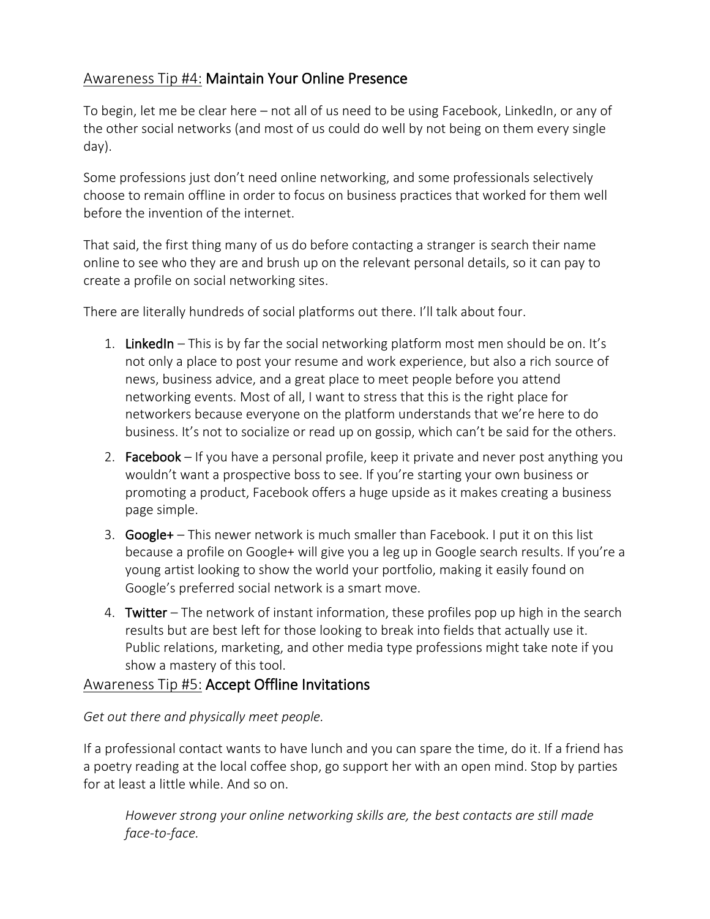## Awareness Tip #4: **Maintain Your Online Presence**

To begin, let me be clear here – not all of us need to be using Facebook, LinkedIn, or any of the other social networks (and most of us could do well by not being on them every single day).

Some professions just don't need online networking, and some professionals selectively choose to remain offline in order to focus on business practices that worked for them well before the invention of the internet.

That said, the first thing many of us do before contacting a stranger is search their name online to see who they are and brush up on the relevant personal details, so it can pay to create a profile on social networking sites.

There are literally hundreds of social platforms out there. I'll talk about four.

1. **LinkedIn** – This is by far the social networking platform most men should be on. It's not only a place to post your resume and work experience, but also a rich source of news, business advice, and a great place to meet people before you attend networking events. Most of all, I want to stress that this is the right place for networkers because everyone on the platform understands that we're here to do business. It's not to socialize or read up on gossip, which can't be said for the others.
2. **Facebook** – If you have a personal profile, keep it private and never post anything you wouldn't want a prospective boss to see. If you're starting your own business or promoting a product, Facebook offers a huge upside as it makes creating a business page simple.
3. **Google+** – This newer network is much smaller than Facebook. I put it on this list because a profile on Google+ will give you a leg up in Google search results. If you're a young artist looking to show the world your portfolio, making it easily found on Google's preferred social network is a smart move.
4. **Twitter** – The network of instant information, these profiles pop up high in the search results but are best left for those looking to break into fields that actually use it. Public relations, marketing, and other media type professions might take note if you show a mastery of this tool.

## Awareness Tip #5: **Accept Offline Invitations**

*Get out there and physically meet people.*

If a professional contact wants to have lunch and you can spare the time, do it. If a friend has a poetry reading at the local coffee shop, go support her with an open mind. Stop by parties for at least a little while. And so on.

> *However strong your online networking skills are, the best contacts are still made face-to-face.*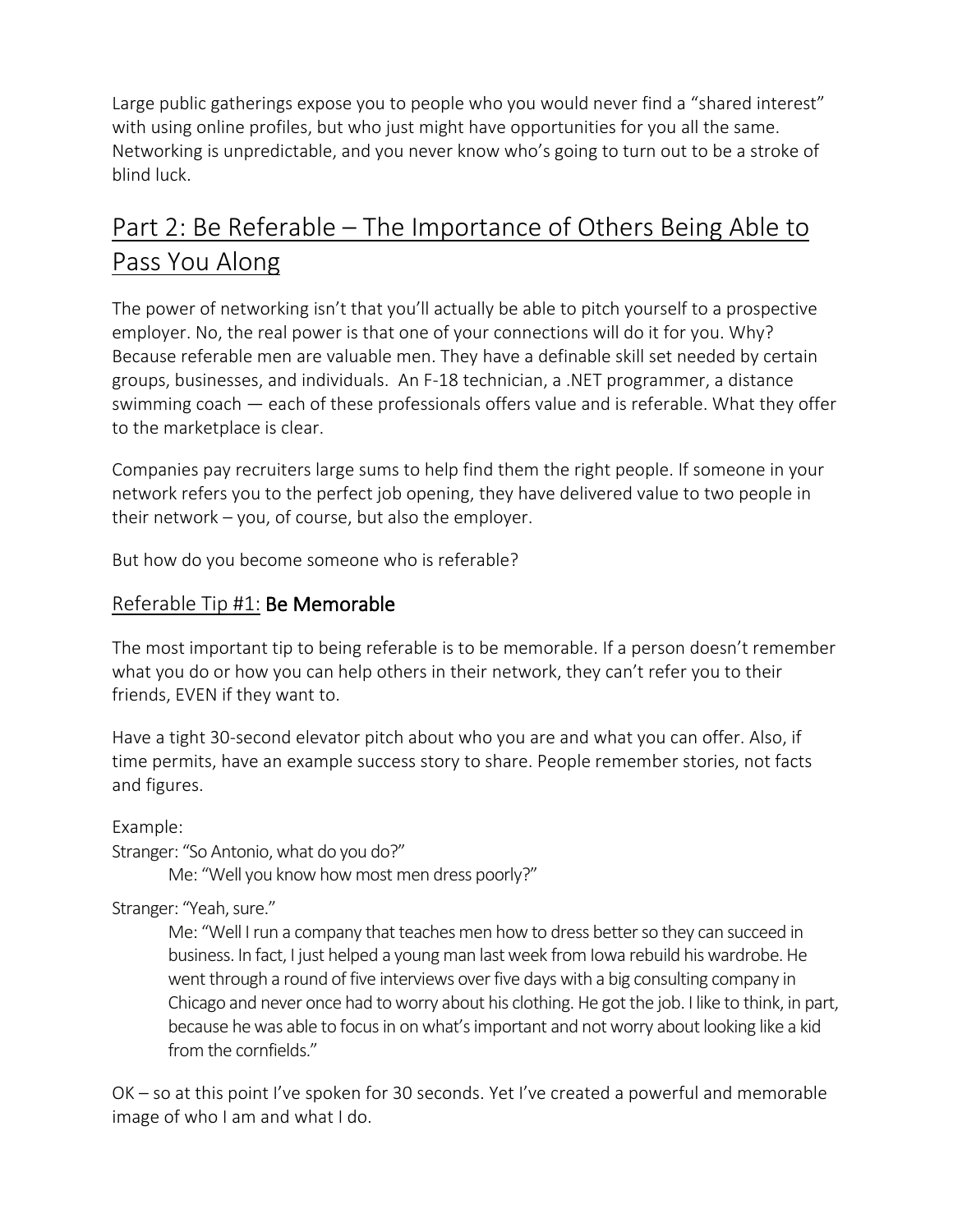Large public gatherings expose you to people who you would never find a "shared interest" with using online profiles, but who just might have opportunities for you all the same. Networking is unpredictable, and you never know who's going to turn out to be a stroke of blind luck.

## Part 2: Be Referable – The Importance of Others Being Able to Pass You Along

The power of networking isn't that you'll actually be able to pitch yourself to a prospective employer. No, the real power is that one of your connections will do it for you. Why? Because referable men are valuable men. They have a definable skill set needed by certain groups, businesses, and individuals. An F-18 technician, a .NET programmer, a distance swimming coach — each of these professionals offers value and is referable. What they offer to the marketplace is clear.

Companies pay recruiters large sums to help find them the right people. If someone in your network refers you to the perfect job opening, they have delivered value to two people in their network – you, of course, but also the employer.

But how do you become someone who is referable?

### Referable Tip #1: Be Memorable

The most important tip to being referable is to be memorable. If a person doesn't remember what you do or how you can help others in their network, they can't refer you to their friends, EVEN if they want to.

Have a tight 30-second elevator pitch about who you are and what you can offer. Also, if time permits, have an example success story to share. People remember stories, not facts and figures.

Example:

Stranger: "So Antonio, what do you do?"

> Me: "Well you know how most men dress poorly?"

Stranger: "Yeah, sure."

> Me: "Well I run a company that teaches men how to dress better so they can succeed in business. In fact, I just helped a young man last week from Iowa rebuild his wardrobe. He went through a round of five interviews over five days with a big consulting company in Chicago and never once had to worry about his clothing. He got the job. I like to think, in part, because he was able to focus in on what's important and not worry about looking like a kid from the cornfields."

OK – so at this point I've spoken for 30 seconds. Yet I've created a powerful and memorable image of who I am and what I do.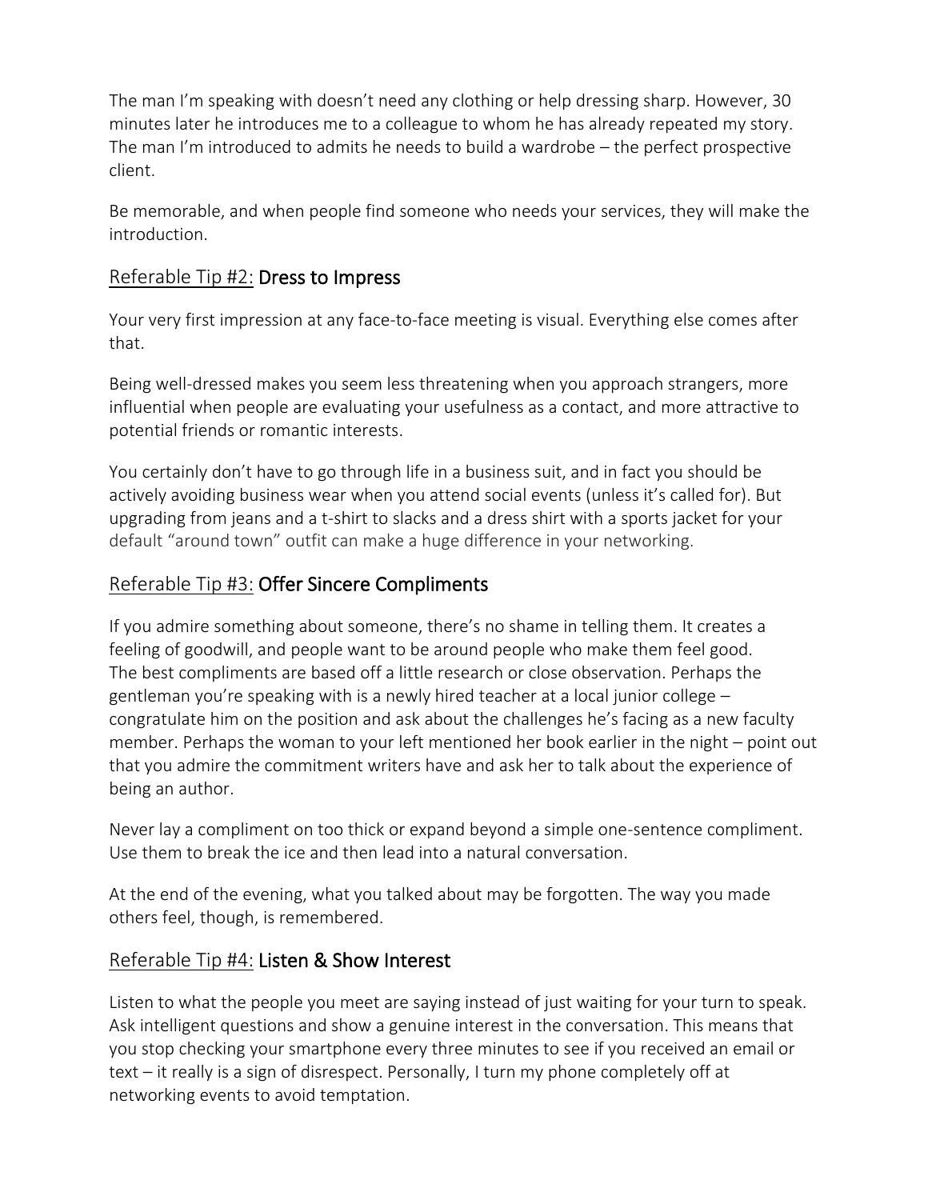The man I'm speaking with doesn't need any clothing or help dressing sharp. However, 30 minutes later he introduces me to a colleague to whom he has already repeated my story. The man I'm introduced to admits he needs to build a wardrobe – the perfect prospective client.

Be memorable, and when people find someone who needs your services, they will make the introduction.

## Referable Tip #2: Dress to Impress

Your very first impression at any face-to-face meeting is visual. Everything else comes after that.

Being well-dressed makes you seem less threatening when you approach strangers, more influential when people are evaluating your usefulness as a contact, and more attractive to potential friends or romantic interests.

You certainly don't have to go through life in a business suit, and in fact you should be actively avoiding business wear when you attend social events (unless it's called for). But upgrading from jeans and a t-shirt to slacks and a dress shirt with a sports jacket for your default "around town" outfit can make a huge difference in your networking.

## Referable Tip #3: Offer Sincere Compliments

If you admire something about someone, there's no shame in telling them. It creates a feeling of goodwill, and people want to be around people who make them feel good. The best compliments are based off a little research or close observation. Perhaps the gentleman you're speaking with is a newly hired teacher at a local junior college – congratulate him on the position and ask about the challenges he's facing as a new faculty member. Perhaps the woman to your left mentioned her book earlier in the night – point out that you admire the commitment writers have and ask her to talk about the experience of being an author.

Never lay a compliment on too thick or expand beyond a simple one-sentence compliment. Use them to break the ice and then lead into a natural conversation.

At the end of the evening, what you talked about may be forgotten. The way you made others feel, though, is remembered.

## Referable Tip #4: Listen & Show Interest

Listen to what the people you meet are saying instead of just waiting for your turn to speak. Ask intelligent questions and show a genuine interest in the conversation. This means that you stop checking your smartphone every three minutes to see if you received an email or text – it really is a sign of disrespect. Personally, I turn my phone completely off at networking events to avoid temptation.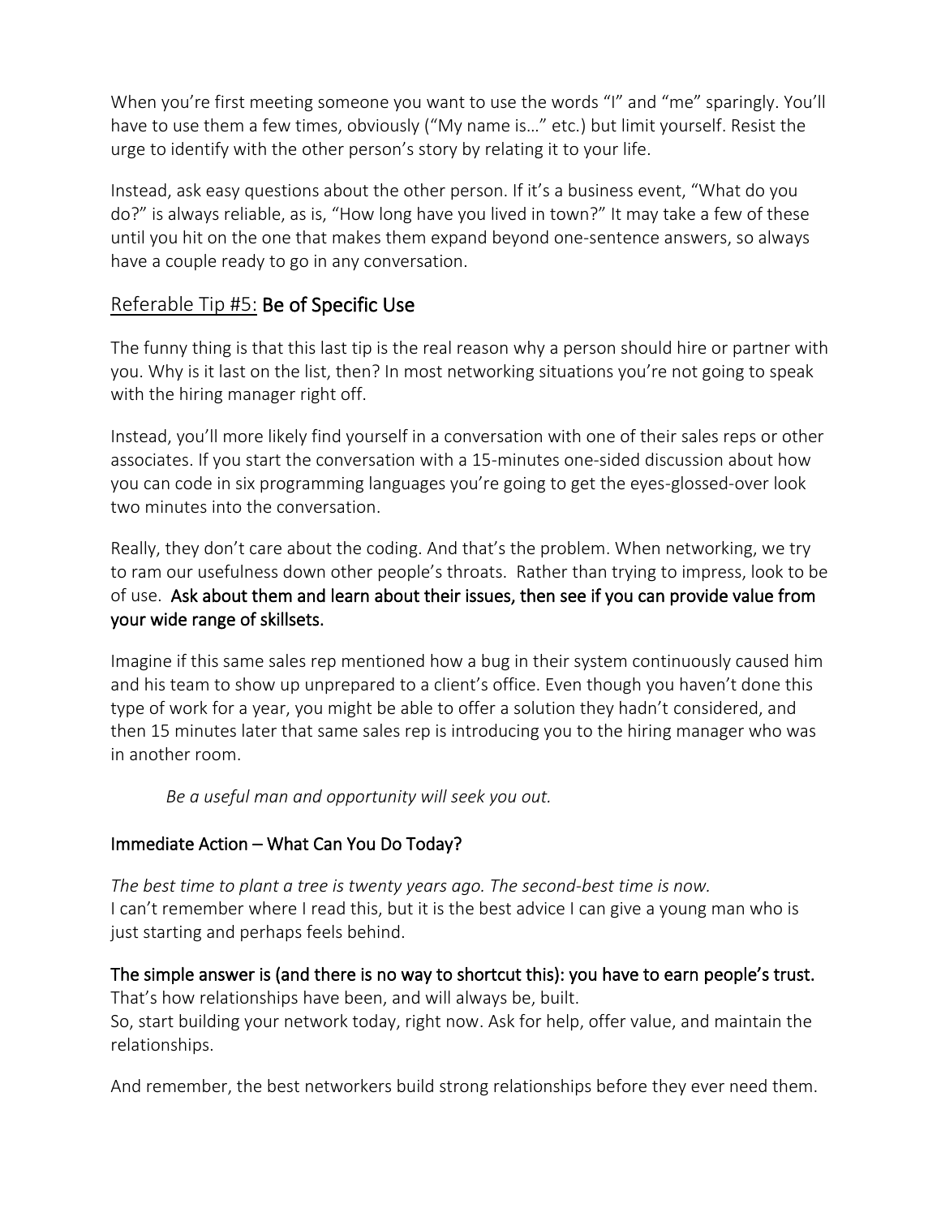When you're first meeting someone you want to use the words "I" and "me" sparingly. You'll have to use them a few times, obviously ("My name is…" etc.) but limit yourself. Resist the urge to identify with the other person's story by relating it to your life.

Instead, ask easy questions about the other person. If it's a business event, "What do you do?" is always reliable, as is, "How long have you lived in town?" It may take a few of these until you hit on the one that makes them expand beyond one-sentence answers, so always have a couple ready to go in any conversation.

## Referable Tip #5: Be of Specific Use

The funny thing is that this last tip is the real reason why a person should hire or partner with you. Why is it last on the list, then? In most networking situations you're not going to speak with the hiring manager right off.

Instead, you'll more likely find yourself in a conversation with one of their sales reps or other associates. If you start the conversation with a 15-minutes one-sided discussion about how you can code in six programming languages you're going to get the eyes-glossed-over look two minutes into the conversation.

Really, they don't care about the coding. And that's the problem. When networking, we try to ram our usefulness down other people's throats. Rather than trying to impress, look to be of use. **Ask about them and learn about their issues, then see if you can provide value from your wide range of skillsets.**

Imagine if this same sales rep mentioned how a bug in their system continuously caused him and his team to show up unprepared to a client's office. Even though you haven't done this type of work for a year, you might be able to offer a solution they hadn't considered, and then 15 minutes later that same sales rep is introducing you to the hiring manager who was in another room.

> *Be a useful man and opportunity will seek you out.*

### Immediate Action – What Can You Do Today?

*The best time to plant a tree is twenty years ago. The second-best time is now.*
I can't remember where I read this, but it is the best advice I can give a young man who is just starting and perhaps feels behind.

**The simple answer is (and there is no way to shortcut this): you have to earn people's trust.**
That's how relationships have been, and will always be, built.
So, start building your network today, right now. Ask for help, offer value, and maintain the relationships.

And remember, the best networkers build strong relationships before they ever need them.